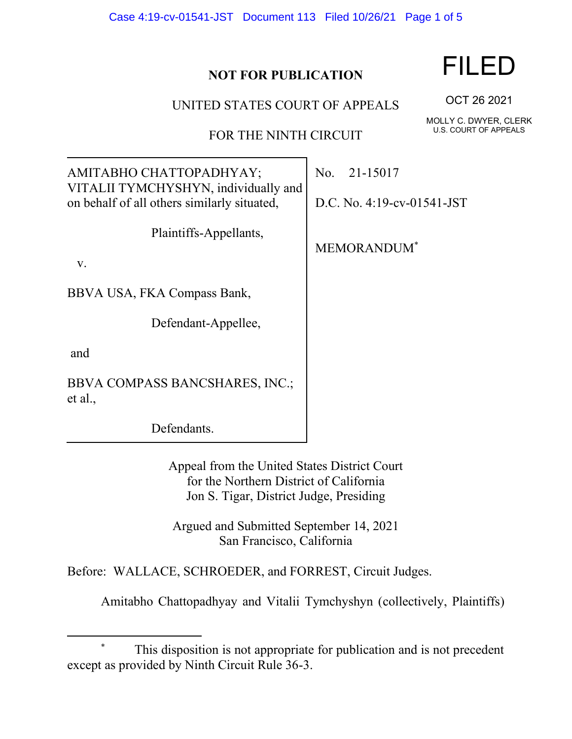**NOT FOR PUBLICATION**

FILED

OCT 26 2021

MOLLY C. DWYER, CLERK
U.S. COURT OF APPEALS

UNITED STATES COURT OF APPEALS

FOR THE NINTH CIRCUIT

AMITABHO CHATTOPADHYAY; VITALII TYMCHYSHYN, individually and on behalf of all others similarly situated,

Plaintiffs-Appellants,

v.

BBVA USA, FKA Compass Bank,

Defendant-Appellee,

and

BBVA COMPASS BANCSHARES, INC.; et al.,

Defendants.

No. 21-15017

D.C. No. 4:19-cv-01541-JST

MEMORANDUM*

Appeal from the United States District Court
for the Northern District of California
Jon S. Tigar, District Judge, Presiding

Argued and Submitted September 14, 2021
San Francisco, California

Before: WALLACE, SCHROEDER, and FORREST, Circuit Judges.

Amitabho Chattopadhyay and Vitalii Tymchyshyn (collectively, Plaintiffs)

---

\* This disposition is not appropriate for publication and is not precedent except as provided by Ninth Circuit Rule 36-3.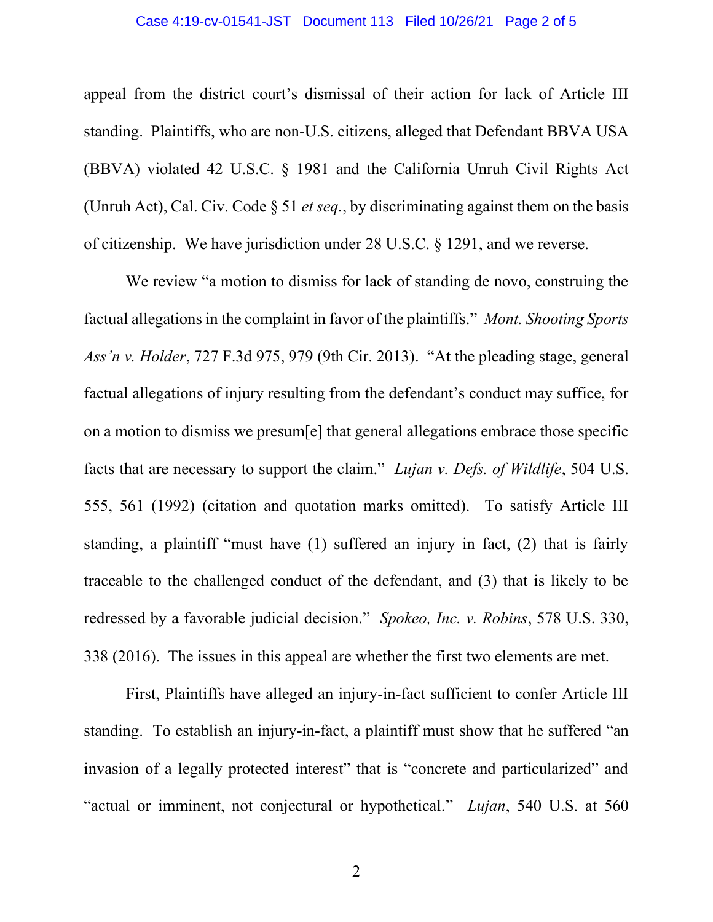appeal from the district court's dismissal of their action for lack of Article III standing. Plaintiffs, who are non-U.S. citizens, alleged that Defendant BBVA USA (BBVA) violated 42 U.S.C. § 1981 and the California Unruh Civil Rights Act (Unruh Act), Cal. Civ. Code § 51 *et seq.*, by discriminating against them on the basis of citizenship. We have jurisdiction under 28 U.S.C. § 1291, and we reverse.

We review "a motion to dismiss for lack of standing de novo, construing the factual allegations in the complaint in favor of the plaintiffs." *Mont. Shooting Sports Ass'n v. Holder*, 727 F.3d 975, 979 (9th Cir. 2013). "At the pleading stage, general factual allegations of injury resulting from the defendant's conduct may suffice, for on a motion to dismiss we presum[e] that general allegations embrace those specific facts that are necessary to support the claim." *Lujan v. Defs. of Wildlife*, 504 U.S. 555, 561 (1992) (citation and quotation marks omitted). To satisfy Article III standing, a plaintiff "must have (1) suffered an injury in fact, (2) that is fairly traceable to the challenged conduct of the defendant, and (3) that is likely to be redressed by a favorable judicial decision." *Spokeo, Inc. v. Robins*, 578 U.S. 330, 338 (2016). The issues in this appeal are whether the first two elements are met.

First, Plaintiffs have alleged an injury-in-fact sufficient to confer Article III standing. To establish an injury-in-fact, a plaintiff must show that he suffered "an invasion of a legally protected interest" that is "concrete and particularized" and "actual or imminent, not conjectural or hypothetical." *Lujan*, 540 U.S. at 560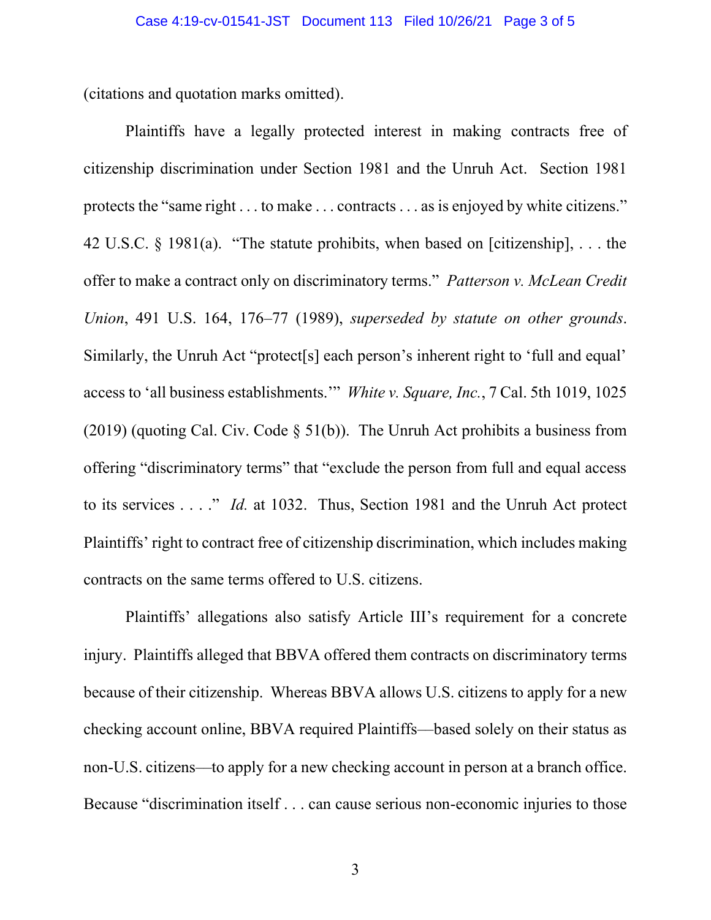(citations and quotation marks omitted).

Plaintiffs have a legally protected interest in making contracts free of citizenship discrimination under Section 1981 and the Unruh Act. Section 1981 protects the "same right . . . to make . . . contracts . . . as is enjoyed by white citizens." 42 U.S.C. § 1981(a). "The statute prohibits, when based on [citizenship], . . . the offer to make a contract only on discriminatory terms." *Patterson v. McLean Credit Union*, 491 U.S. 164, 176–77 (1989), *superseded by statute on other grounds*. Similarly, the Unruh Act "protect[s] each person's inherent right to 'full and equal' access to 'all business establishments.'" *White v. Square, Inc.*, 7 Cal. 5th 1019, 1025 (2019) (quoting Cal. Civ. Code § 51(b)). The Unruh Act prohibits a business from offering "discriminatory terms" that "exclude the person from full and equal access to its services . . . ." *Id.* at 1032. Thus, Section 1981 and the Unruh Act protect Plaintiffs' right to contract free of citizenship discrimination, which includes making contracts on the same terms offered to U.S. citizens.

Plaintiffs' allegations also satisfy Article III's requirement for a concrete injury. Plaintiffs alleged that BBVA offered them contracts on discriminatory terms because of their citizenship. Whereas BBVA allows U.S. citizens to apply for a new checking account online, BBVA required Plaintiffs—based solely on their status as non-U.S. citizens—to apply for a new checking account in person at a branch office. Because "discrimination itself . . . can cause serious non-economic injuries to those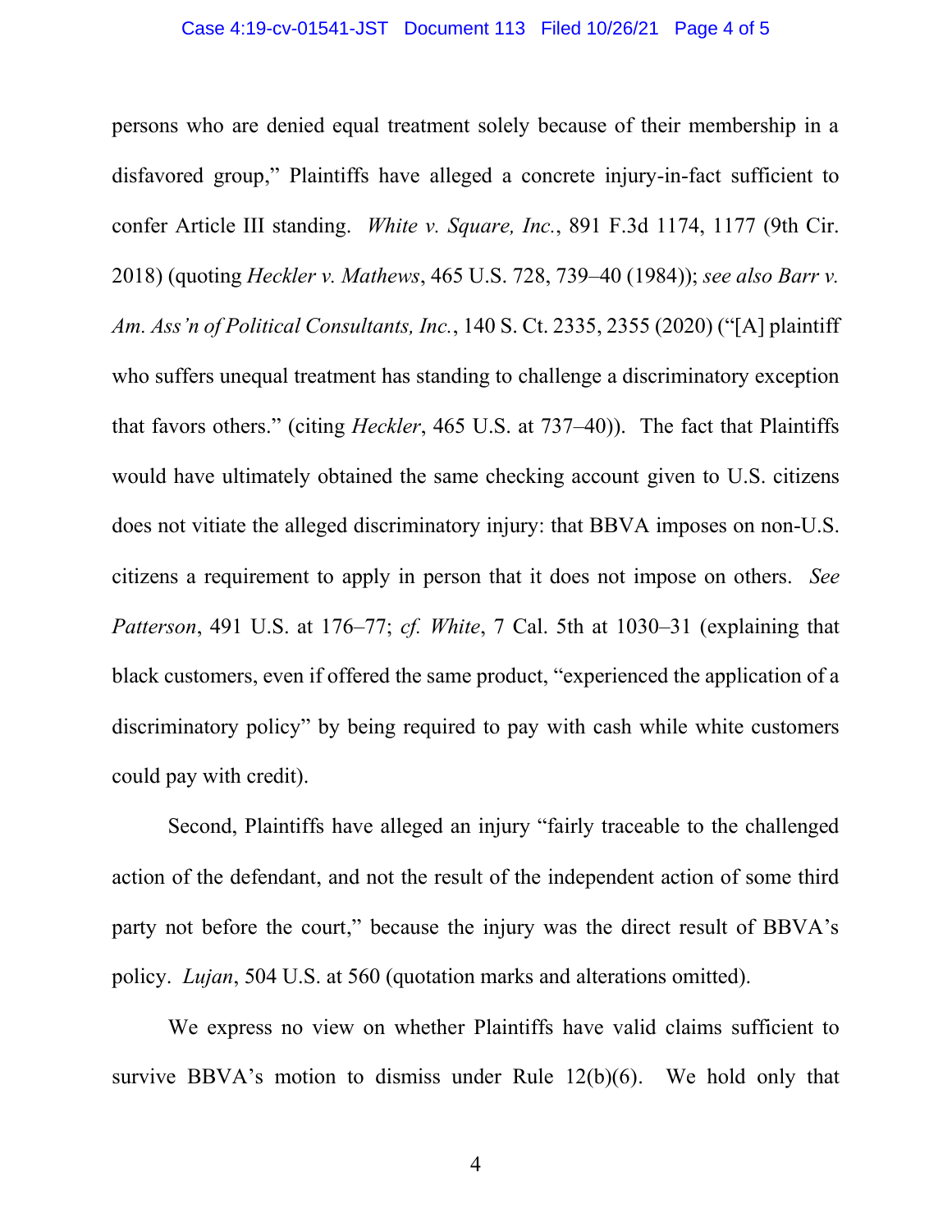persons who are denied equal treatment solely because of their membership in a disfavored group," Plaintiffs have alleged a concrete injury-in-fact sufficient to confer Article III standing. *White v. Square, Inc.*, 891 F.3d 1174, 1177 (9th Cir. 2018) (quoting *Heckler v. Mathews*, 465 U.S. 728, 739–40 (1984)); *see also Barr v. Am. Ass'n of Political Consultants, Inc.*, 140 S. Ct. 2335, 2355 (2020) ("[A] plaintiff who suffers unequal treatment has standing to challenge a discriminatory exception that favors others." (citing *Heckler*, 465 U.S. at 737–40)). The fact that Plaintiffs would have ultimately obtained the same checking account given to U.S. citizens does not vitiate the alleged discriminatory injury: that BBVA imposes on non-U.S. citizens a requirement to apply in person that it does not impose on others. *See Patterson*, 491 U.S. at 176–77; *cf. White*, 7 Cal. 5th at 1030–31 (explaining that black customers, even if offered the same product, "experienced the application of a discriminatory policy" by being required to pay with cash while white customers could pay with credit).

Second, Plaintiffs have alleged an injury "fairly traceable to the challenged action of the defendant, and not the result of the independent action of some third party not before the court," because the injury was the direct result of BBVA's policy. *Lujan*, 504 U.S. at 560 (quotation marks and alterations omitted).

We express no view on whether Plaintiffs have valid claims sufficient to survive BBVA's motion to dismiss under Rule 12(b)(6). We hold only that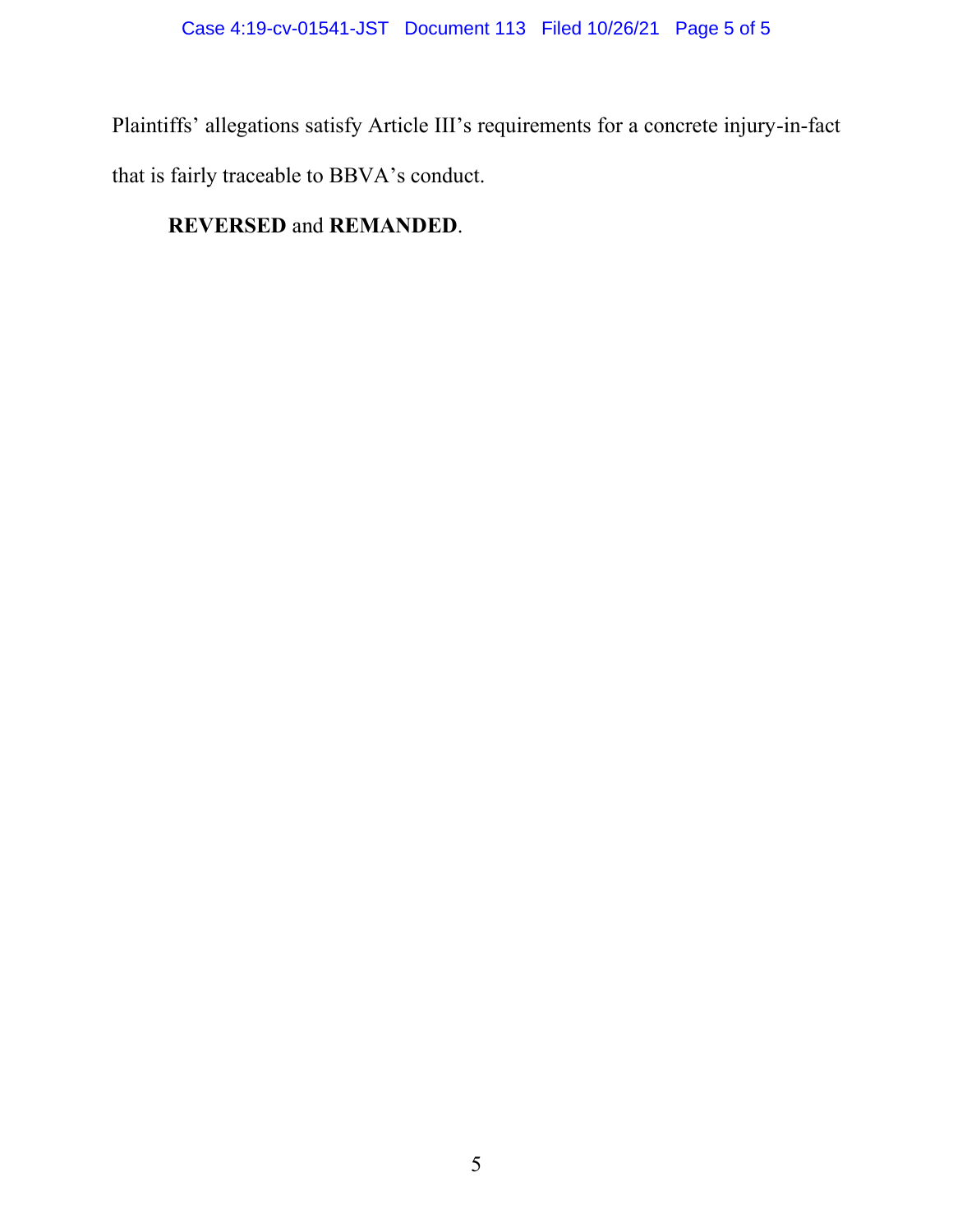Plaintiffs' allegations satisfy Article III's requirements for a concrete injury-in-fact that is fairly traceable to BBVA's conduct.

**REVERSED** and **REMANDED**.